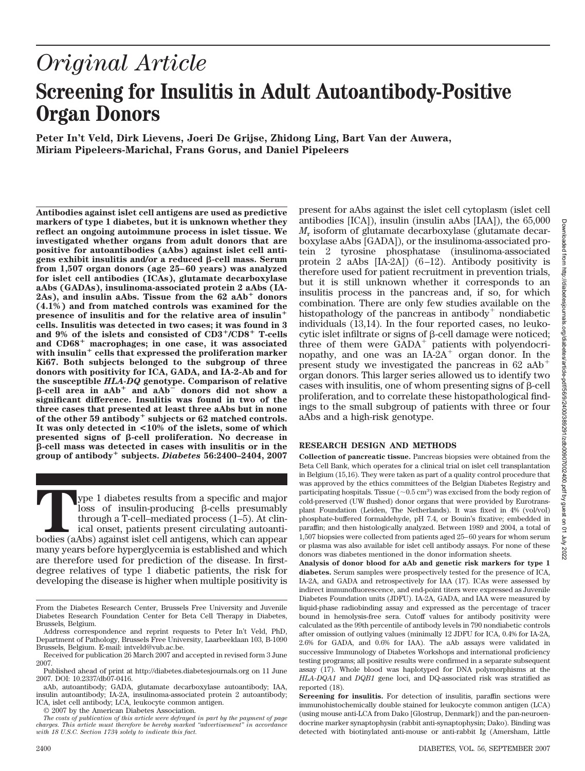# Original Article

# Screening for Insulitis in Adult Autoantibody-Positive Organ Donors

**Peter In't Veld, Dirk Lievens, Joeri De Grijse, Zhidong Ling, Bart Van der Auwera, Miriam Pipeleers-Marichal, Frans Gorus, and Daniel Pipeleers**

**Antibodies against islet cell antigens are used as predictive markers of type 1 diabetes, but it is unknown whether they reflect an ongoing autoimmune process in islet tissue. We investigated whether organs from adult donors that are positive for autoantibodies (aAbs) against islet cell antigens exhibit insulitis and/or a reduced β-cell mass. Serum from 1,507 organ donors (age 25–60 years) was analyzed for islet cell antibodies (ICAs), glutamate decarboxylase aAbs (GADAs), insulinoma-associated protein 2 aAbs (IA-2As), and insulin aAbs. Tissue from the 62 aAb$^+$ donors (4.1%) and from matched controls was examined for the presence of insulitis and for the relative area of insulin$^+$ cells. Insulitis was detected in two cases; it was found in 3 and 9% of the islets and consisted of CD3$^+$/CD8$^+$ T-cells and CD68$^+$ macrophages; in one case, it was associated with insulin$^+$ cells that expressed the proliferation marker Ki67. Both subjects belonged to the subgroup of three donors with positivity for ICA, GADA, and IA-2-Ab and for the susceptible *HLA-DQ* genotype. Comparison of relative β-cell area in aAb$^+$ and aAb$^-$ donors did not show a significant difference. Insulitis was found in two of the three cases that presented at least three aAbs but in none of the other 59 antibody$^+$ subjects or 62 matched controls. It was only detected in <10% of the islets, some of which presented signs of β-cell proliferation. No decrease in β-cell mass was detected in cases with insulitis or in the group of antibody$^+$ subjects. *Diabetes* 56:2400–2404, 2007**

Type 1 diabetes results from a specific and major loss of insulin-producing β-cells presumably through a T-cell–mediated process (1–5). At clinical onset, patients present circulating autoantibodies (aAbs) against islet cell antigens, which can appear many years before hyperglycemia is established and which are therefore used for prediction of the disease. In first-degree relatives of type 1 diabetic patients, the risk for developing the disease is higher when multiple positivity is present for aAbs against the islet cell cytoplasm (islet cell antibodies [ICA]), insulin (insulin aAbs [IAA]), the 65,000 $M_r$ isoform of glutamate decarboxylase (glutamate decarboxylase aAbs [GADA]), or the insulinoma-associated protein 2 tyrosine phosphatase (insulinoma-associated protein 2 aAbs [IA-2A]) (6–12). Antibody positivity is therefore used for patient recruitment in prevention trials, but it is still unknown whether it corresponds to an insulitis process in the pancreas and, if so, for which combination. There are only few studies available on the histopathology of the pancreas in antibody$^+$ nondiabetic individuals (13,14). In the four reported cases, no leukocytic islet infiltrate or signs of β-cell damage were noticed; three of them were GADA$^+$ patients with polyendocrinopathy, and one was an IA-2A$^+$ organ donor. In the present study we investigated the pancreas in 62 aAb$^+$ organ donors. This larger series allowed us to identify two cases with insulitis, one of whom presenting signs of β-cell proliferation, and to correlate these histopathological findings to the small subgroup of patients with three or four aAbs and a high-risk genotype.

## RESEARCH DESIGN AND METHODS

**Collection of pancreatic tissue.** Pancreas biopsies were obtained from the Beta Cell Bank, which operates for a clinical trial on islet cell transplantation in Belgium (15,16). They were taken as part of a quality control procedure that was approved by the ethics committees of the Belgian Diabetes Registry and participating hospitals. Tissue (~0.5 cm$^3$) was excised from the body region of cold-preserved (UW flushed) donor organs that were provided by Eurotransplant Foundation (Leiden, The Netherlands). It was fixed in 4% (vol/vol) phosphate-buffered formaldehyde, pH 7.4, or Bouin's fixative; embedded in paraffin; and then histologically analyzed. Between 1989 and 2004, a total of 1,507 biopsies were collected from patients aged 25–60 years for whom serum or plasma was also available for islet cell antibody assays. For none of these donors was diabetes mentioned in the donor information sheets.

**Analysis of donor blood for aAb and genetic risk markers for type 1 diabetes.** Serum samples were prospectively tested for the presence of ICA, IA-2A, and GADA and retrospectively for IAA (17). ICAs were assessed by indirect immunofluorescence, and end-point titers were expressed as Juvenile Diabetes Foundation units (JDFU). IA-2A, GADA, and IAA were measured by liquid-phase radiobinding assay and expressed as the percentage of tracer bound in hemolysis-free sera. Cutoff values for antibody positivity were calculated as the 99th percentile of antibody levels in 790 nondiabetic controls after omission of outlying values (minimally 12 JDFU for ICA, 0.4% for IA-2A, 2.6% for GADA, and 0.6% for IAA). The aAb assays were validated in successive Immunology of Diabetes Workshops and international proficiency testing programs; all positive results were confirmed in a separate subsequent assay (17). Whole blood was haplotyped for DNA polymorphisms at the *HLA-DQA1* and *DQB1* gene loci, and DQ-associated risk was stratified as reported (18).

**Screening for insulitis.** For detection of insulitis, paraffin sections were immunohistochemically double stained for leukocyte common antigen (LCA) (using mouse anti-LCA from Dako [Glostrup, Denmark]) and the pan-neuroendocrine marker synaptophysin (rabbit anti-synaptophysin; Dako). Binding was detected with biotinylated anti-mouse or anti-rabbit Ig (Amersham, Little

From the Diabetes Research Center, Brussels Free University and Juvenile Diabetes Research Foundation Center for Beta Cell Therapy in Diabetes, Brussels, Belgium.

Address correspondence and reprint requests to Peter In't Veld, PhD, Department of Pathology, Brussels Free University, Laarbeeklaan 103, B-1090 Brussels, Belgium. E-mail: intveld@vub.ac.be.

Received for publication 26 March 2007 and accepted in revised form 3 June 2007.

Published ahead of print at http://diabetes.diabetesjournals.org on 11 June 2007. DOI: 10.2337/db07-0416.

aAb, autoantibody; GADA, glutamate decarboxylase autoantibody; IAA, insulin autoantibody; IA-2A, insulinoma-associated protein 2 autoantibody; ICA, islet cell antibody; LCA, leukocyte common antigen.

© 2007 by the American Diabetes Association.

*The costs of publication of this article were defrayed in part by the payment of page charges. This article must therefore be hereby marked "advertisement" in accordance with 18 U.S.C. Section 1734 solely to indicate this fact.*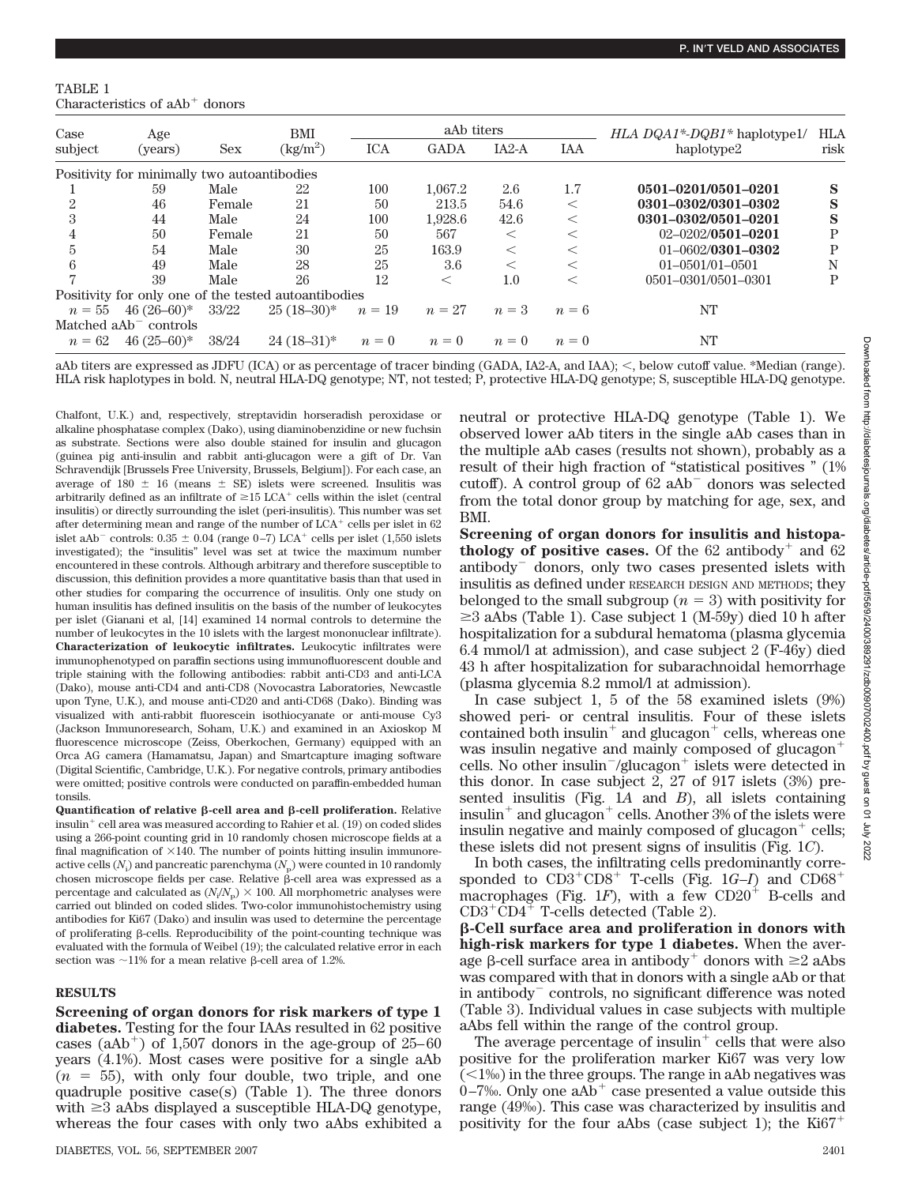TABLE 1
Characteristics of aAb$^+$ donors

| Case subject | Age (years) | Sex | BMI (kg/m$^2$) | aAb titers | | | | *HLA DQA1\*-DQB1\** haplotype1/ haplotype2 | HLA risk |
|---|---|---|---|---|---|---|---|---|---|
| | | | | ICA | GADA | IA2-A | IAA | | |
| Positivity for minimally two autoantibodies | | | | | | | | | |
| 1 | 59 | Male | 22 | 100 | 1,067.2 | 2.6 | 1.7 | **0501–0201/0501–0201** | S |
| 2 | 46 | Female | 21 | 50 | 213.5 | 54.6 | < | **0301–0302/0301–0302** | S |
| 3 | 44 | Male | 24 | 100 | 1,928.6 | 42.6 | < | **0301–0302/0501–0201** | S |
| 4 | 50 | Female | 21 | 50 | 567 | < | < | 02–0202/**0501–0201** | P |
| 5 | 54 | Male | 30 | 25 | 163.9 | < | < | 01–0602/**0301–0302** | P |
| 6 | 49 | Male | 28 | 25 | 3.6 | < | < | 01–0501/01–0501 | N |
| 7 | 39 | Male | 26 | 12 | < | 1.0 | < | 0501–0301/0501–0301 | P |
| Positivity for only one of the tested autoantibodies | | | | | | | | | |
| $n = 55$ | 46 (26–60)* | 33/22 | 25 (18–30)* | $n = 19$ | $n = 27$ | $n = 3$ | $n = 6$ | NT | |
| Matched aAb$^-$ controls | | | | | | | | | |
| $n = 62$ | 46 (25–60)* | 38/24 | 24 (18–31)* | $n = 0$ | $n = 0$ | $n = 0$ | $n = 0$ | NT | |

aAb titers are expressed as JDFU (ICA) or as percentage of tracer binding (GADA, IA2-A, and IAA); <, below cutoff value. *Median (range). HLA risk haplotypes in bold. N, neutral HLA-DQ genotype; NT, not tested; P, protective HLA-DQ genotype; S, susceptible HLA-DQ genotype.

Chalfont, U.K.) and, respectively, streptavidin horseradish peroxidase or alkaline phosphatase complex (Dako), using diaminobenzidine or new fuchsin as substrate. Sections were also double stained for insulin and glucagon (guinea pig anti-insulin and rabbit anti-glucagon were a gift of Dr. Van Schravendijk [Brussels Free University, Brussels, Belgium]). For each case, an average of 180 ± 16 (means ± SE) islets were screened. Insulitis was arbitrarily defined as an infiltrate of ≥15 LCA$^+$ cells within the islet (central insulitis) or directly surrounding the islet (peri-insulitis). This number was set after determining mean and range of the number of LCA$^+$ cells per islet in 62 islet aAb$^-$ controls: 0.35 ± 0.04 (range 0–7) LCA$^+$ cells per islet (1,550 islets investigated); the "insulitis" level was set at twice the maximum number encountered in these controls. Although arbitrary and therefore susceptible to discussion, this definition provides a more quantitative basis than that used in other studies for comparing the occurrence of insulitis. Only one study on human insulitis has defined insulitis on the basis of the number of leukocytes per islet (Gianani et al, [14] examined 14 normal controls to determine the number of leukocytes in the 10 islets with the largest mononuclear infiltrate).

**Characterization of leukocytic infiltrates.** Leukocytic infiltrates were immunophenotyped on paraffin sections using immunofluorescent double and triple staining with the following antibodies: rabbit anti-CD3 and anti-LCA (Dako), mouse anti-CD4 and anti-CD8 (Novocastra Laboratories, Newcastle upon Tyne, U.K.), and mouse anti-CD20 and anti-CD68 (Dako). Binding was visualized with anti-rabbit fluorescein isothiocyanate or anti-mouse Cy3 (Jackson Immunoresearch, Soham, U.K.) and examined in an Axioskop M fluorescence microscope (Zeiss, Oberkochen, Germany) equipped with an Orca AG camera (Hamamatsu, Japan) and Smartcapture imaging software (Digital Scientific, Cambridge, U.K.). For negative controls, primary antibodies were omitted; positive controls were conducted on paraffin-embedded human tonsils.

**Quantification of relative β-cell area and β-cell proliferation.** Relative insulin$^+$ cell area was measured according to Rahier et al. (19) on coded slides using a 266-point counting grid in 10 randomly chosen microscope fields at a final magnification of ×140. The number of points hitting insulin immunoreactive cells ($N_i$) and pancreatic parenchyma ($N_p$) were counted in 10 randomly chosen microscope fields per case. Relative β-cell area was expressed as a percentage and calculated as $(N_i/N_p) \times 100$. All morphometric analyses were carried out blinded on coded slides. Two-color immunohistochemistry using antibodies for Ki67 (Dako) and insulin was used to determine the percentage of proliferating β-cells. Reproducibility of the point-counting technique was evaluated with the formula of Weibel (19); the calculated relative error in each section was ~11% for a mean relative β-cell area of 1.2%.

## RESULTS

**Screening of organ donors for risk markers of type 1 diabetes.** Testing for the four IAAs resulted in 62 positive cases (aAb$^+$) of 1,507 donors in the age-group of 25–60 years (4.1%). Most cases were positive for a single aAb ($n = 55$), with only four double, two triple, and one quadruple positive case(s) (Table 1). The three donors with ≥3 aAbs displayed a susceptible HLA-DQ genotype, whereas the four cases with only two aAbs exhibited a neutral or protective HLA-DQ genotype (Table 1). We observed lower aAb titers in the single aAb cases than in the multiple aAb cases (results not shown), probably as a result of their high fraction of "statistical positives " (1% cutoff). A control group of 62 aAb$^-$ donors was selected from the total donor group by matching for age, sex, and BMI.

**Screening of organ donors for insulitis and histopathology of positive cases.** Of the 62 antibody$^+$ and 62 antibody$^-$ donors, only two cases presented islets with insulitis as defined under RESEARCH DESIGN AND METHODS; they belonged to the small subgroup ($n = 3$) with positivity for ≥3 aAbs (Table 1). Case subject 1 (M-59y) died 10 h after hospitalization for a subdural hematoma (plasma glycemia 6.4 mmol/l at admission), and case subject 2 (F-46y) died 43 h after hospitalization for subarachnoidal hemorrhage (plasma glycemia 8.2 mmol/l at admission).

In case subject 1, 5 of the 58 examined islets (9%) showed peri- or central insulitis. Four of these islets contained both insulin$^+$ and glucagon$^+$ cells, whereas one was insulin negative and mainly composed of glucagon$^+$ cells. No other insulin$^-$/glucagon$^+$ islets were detected in this donor. In case subject 2, 27 of 917 islets (3%) presented insulitis (Fig. 1*A* and *B*), all islets containing insulin$^+$ and glucagon$^+$ cells. Another 3% of the islets were insulin negative and mainly composed of glucagon$^+$ cells; these islets did not present signs of insulitis (Fig. 1*C*).

In both cases, the infiltrating cells predominantly corresponded to CD3$^+$CD8$^+$ T-cells (Fig. 1*G–I*) and CD68$^+$ macrophages (Fig. 1*F*), with a few CD20$^+$ B-cells and CD3$^+$CD4$^+$ T-cells detected (Table 2).

**β-Cell surface area and proliferation in donors with high-risk markers for type 1 diabetes.** When the average β-cell surface area in antibody$^+$ donors with ≥2 aAbs was compared with that in donors with a single aAb or that in antibody$^-$ controls, no significant difference was noted (Table 3). Individual values in case subjects with multiple aAbs fell within the range of the control group.

The average percentage of insulin$^+$ cells that were also positive for the proliferation marker Ki67 was very low (<1‰) in the three groups. The range in aAb negatives was 0–7‰. Only one aAb$^+$ case presented a value outside this range (49‰). This case was characterized by insulitis and positivity for the four aAbs (case subject 1); the Ki67$^+$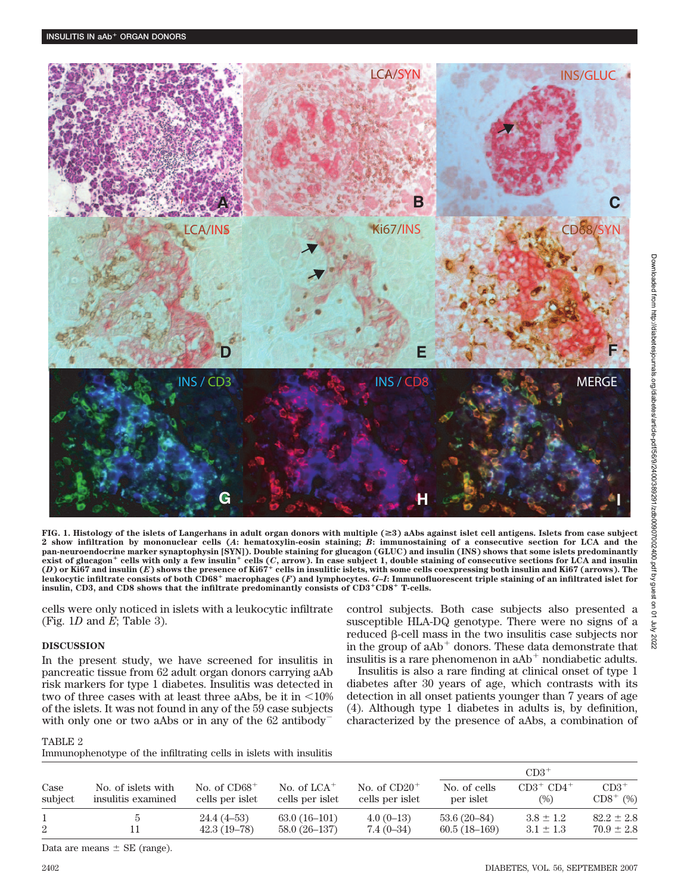**FIG. 1. Histology of the islets of Langerhans in adult organ donors with multiple (≥3) aAbs against islet cell antigens. Islets from case subject 2 show infiltration by mononuclear cells (*A*: hematoxylin-eosin staining; *B*: immunostaining of a consecutive section for LCA and the pan-neuroendocrine marker synaptophysin [SYN]). Double staining for glucagon (GLUC) and insulin (INS) shows that some islets predominantly exist of glucagon$^+$ cells with only a few insulin$^+$ cells (*C*, arrow). In case subject 1, double staining of consecutive sections for LCA and insulin (*D*) or Ki67 and insulin (*E*) shows the presence of Ki67$^+$ cells in insulitic islets, with some cells coexpressing both insulin and Ki67 (arrows). The leukocytic infiltrate consists of both CD68$^+$ macrophages (*F*) and lymphocytes. *G–I*: Immunofluorescent triple staining of an infiltrated islet for insulin, CD3, and CD8 shows that the infiltrate predominantly consists of CD3$^+$CD8$^+$ T-cells.**

cells were only noticed in islets with a leukocytic infiltrate (Fig. 1*D* and *E*; Table 3).

## DISCUSSION

In the present study, we have screened for insulitis in pancreatic tissue from 62 adult organ donors carrying aAb risk markers for type 1 diabetes. Insulitis was detected in two of three cases with at least three aAbs, be it in <10% of the islets. It was not found in any of the 59 case subjects with only one or two aAbs or in any of the 62 antibody$^-$ control subjects. Both case subjects also presented a susceptible HLA-DQ genotype. There were no signs of a reduced β-cell mass in the two insulitis case subjects nor in the group of aAb$^+$ donors. These data demonstrate that insulitis is a rare phenomenon in aAb$^+$ nondiabetic adults.

Insulitis is also a rare finding at clinical onset of type 1 diabetes after 30 years of age, which contrasts with its detection in all onset patients younger than 7 years of age (4). Although type 1 diabetes in adults is, by definition, characterized by the presence of aAbs, a combination of

TABLE 2
Immunophenotype of the infiltrating cells in islets with insulitis

| Case subject | No. of islets with insulitis examined | No. of CD68$^+$ cells per islet | No. of LCA$^+$ cells per islet | No. of CD20$^+$ cells per islet | CD3$^+$ | | |
|---|---|---|---|---|---|---|---|
| | | | | | No. of cells per islet | CD3$^+$ CD4$^+$ (%) | CD3$^+$ CD8$^+$ (%) |
| 1 | 5 | 24.4 (4–53) | 63.0 (16–101) | 4.0 (0–13) | 53.6 (20–84) | 3.8 ± 1.2 | 82.2 ± 2.8 |
| 2 | 11 | 42.3 (19–78) | 58.0 (26–137) | 7.4 (0–34) | 60.5 (18–169) | 3.1 ± 1.3 | 70.9 ± 2.8 |

Data are means ± SE (range).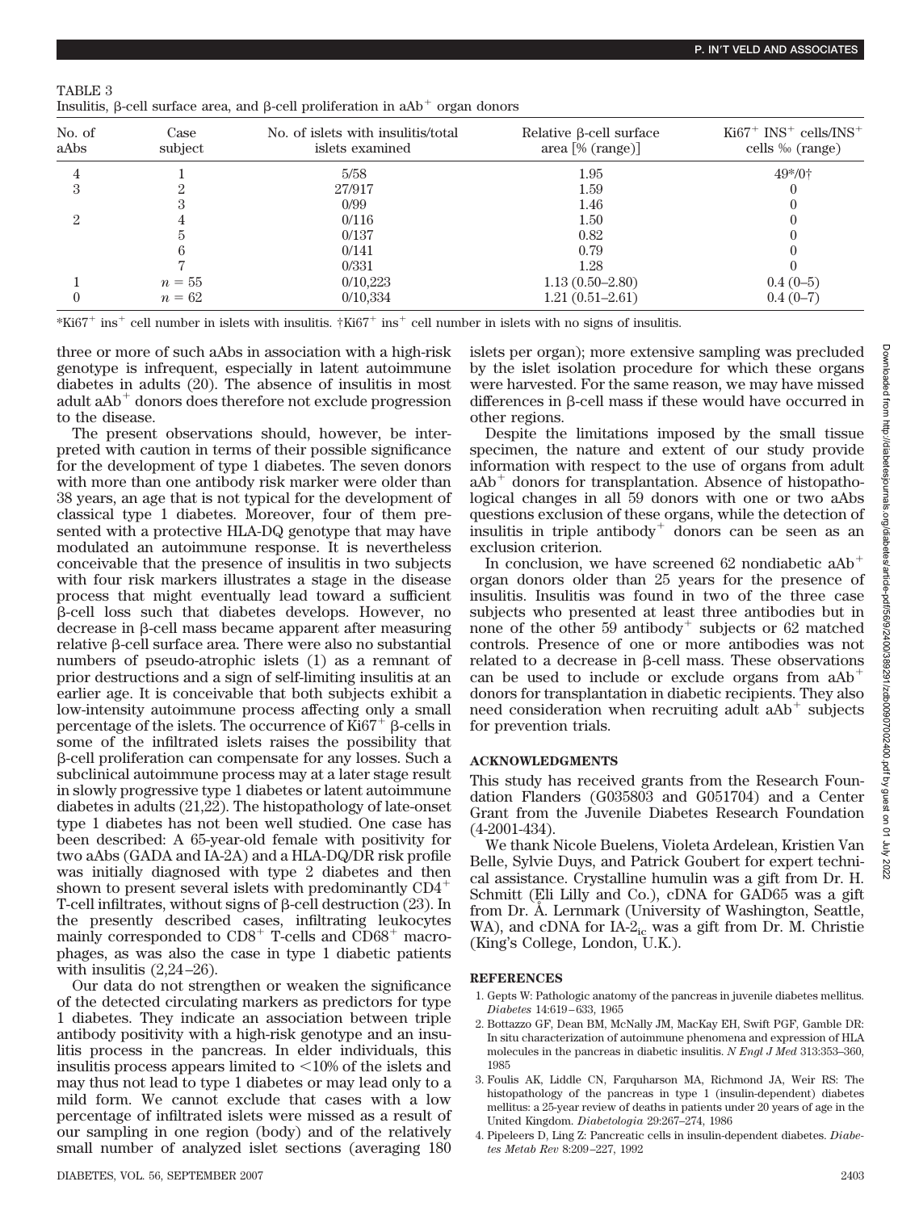TABLE 3

Insulitis, β-cell surface area, and β-cell proliferation in $aAb^+$ organ donors

| No. of aAbs | Case subject | No. of islets with insulitis/total islets examined | Relative β-cell surface area [% (range)] | $Ki67^+$ $INS^+$ cells/$INS^+$ cells ‰ (range) |
|---|---|---|---|---|
| 4 | 1 | 5/58 | 1.95 | 49*/0† |
| 3 | 2 | 27/917 | 1.59 | 0 |
| | 3 | 0/99 | 1.46 | 0 |
| 2 | 4 | 0/116 | 1.50 | 0 |
| | 5 | 0/137 | 0.82 | 0 |
| | 6 | 0/141 | 0.79 | 0 |
| | 7 | 0/331 | 1.28 | 0 |
| 1 | $n = 55$ | 0/10,223 | 1.13 (0.50–2.80) | 0.4 (0–5) |
| 0 | $n = 62$ | 0/10,334 | 1.21 (0.51–2.61) | 0.4 (0–7) |

*$Ki67^+$ $ins^+$ cell number in islets with insulitis. †$Ki67^+$ $ins^+$ cell number in islets with no signs of insulitis.

three or more of such aAbs in association with a high-risk genotype is infrequent, especially in latent autoimmune diabetes in adults (20). The absence of insulitis in most adult $aAb^+$ donors does therefore not exclude progression to the disease.

The present observations should, however, be interpreted with caution in terms of their possible significance for the development of type 1 diabetes. The seven donors with more than one antibody risk marker were older than 38 years, an age that is not typical for the development of classical type 1 diabetes. Moreover, four of them presented with a protective HLA-DQ genotype that may have modulated an autoimmune response. It is nevertheless conceivable that the presence of insulitis in two subjects with four risk markers illustrates a stage in the disease process that might eventually lead toward a sufficient β-cell loss such that diabetes develops. However, no decrease in β-cell mass became apparent after measuring relative β-cell surface area. There were also no substantial numbers of pseudo-atrophic islets (1) as a remnant of prior destructions and a sign of self-limiting insulitis at an earlier age. It is conceivable that both subjects exhibit a low-intensity autoimmune process affecting only a small percentage of the islets. The occurrence of $Ki67^+$ β-cells in some of the infiltrated islets raises the possibility that β-cell proliferation can compensate for any losses. Such a subclinical autoimmune process may at a later stage result in slowly progressive type 1 diabetes or latent autoimmune diabetes in adults (21,22). The histopathology of late-onset type 1 diabetes has not been well studied. One case has been described: A 65-year-old female with positivity for two aAbs (GADA and IA-2A) and a HLA-DQ/DR risk profile was initially diagnosed with type 2 diabetes and then shown to present several islets with predominantly $CD4^+$ T-cell infiltrates, without signs of β-cell destruction (23). In the presently described cases, infiltrating leukocytes mainly corresponded to $CD8^+$ T-cells and $CD68^+$ macrophages, as was also the case in type 1 diabetic patients with insulitis (2,24–26).

Our data do not strengthen or weaken the significance of the detected circulating markers as predictors for type 1 diabetes. They indicate an association between triple antibody positivity with a high-risk genotype and an insulitis process in the pancreas. In elder individuals, this insulitis process appears limited to <10% of the islets and may thus not lead to type 1 diabetes or may lead only to a mild form. We cannot exclude that cases with a low percentage of infiltrated islets were missed as a result of our sampling in one region (body) and of the relatively small number of analyzed islet sections (averaging 180 islets per organ); more extensive sampling was precluded by the islet isolation procedure for which these organs were harvested. For the same reason, we may have missed differences in β-cell mass if these would have occurred in other regions.

Despite the limitations imposed by the small tissue specimen, the nature and extent of our study provide information with respect to the use of organs from adult $aAb^+$ donors for transplantation. Absence of histopathological changes in all 59 donors with one or two aAbs questions exclusion of these organs, while the detection of insulitis in triple $antibody^+$ donors can be seen as an exclusion criterion.

In conclusion, we have screened 62 nondiabetic $aAb^+$ organ donors older than 25 years for the presence of insulitis. Insulitis was found in two of the three case subjects who presented at least three antibodies but in none of the other 59 $antibody^+$ subjects or 62 matched controls. Presence of one or more antibodies was not related to a decrease in β-cell mass. These observations can be used to include or exclude organs from $aAb^+$ donors for transplantation in diabetic recipients. They also need consideration when recruiting adult $aAb^+$ subjects for prevention trials.

## ACKNOWLEDGMENTS

This study has received grants from the Research Foundation Flanders (G035803 and G051704) and a Center Grant from the Juvenile Diabetes Research Foundation (4-2001-434).

We thank Nicole Buelens, Violeta Ardelean, Kristien Van Belle, Sylvie Duys, and Patrick Goubert for expert technical assistance. Crystalline humulin was a gift from Dr. H. Schmitt (Eli Lilly and Co.), cDNA for GAD65 was a gift from Dr. Å. Lernmark (University of Washington, Seattle, WA), and cDNA for $IA\text{-}2_{ic}$ was a gift from Dr. M. Christie (King's College, London, U.K.).

## REFERENCES

1. Gepts W: Pathologic anatomy of the pancreas in juvenile diabetes mellitus. *Diabetes* 14:619–633, 1965
2. Bottazzo GF, Dean BM, McNally JM, MacKay EH, Swift PGF, Gamble DR: In situ characterization of autoimmune phenomena and expression of HLA molecules in the pancreas in diabetic insulitis. *N Engl J Med* 313:353–360, 1985
3. Foulis AK, Liddle CN, Farquharson MA, Richmond JA, Weir RS: The histopathology of the pancreas in type 1 (insulin-dependent) diabetes mellitus: a 25-year review of deaths in patients under 20 years of age in the United Kingdom. *Diabetologia* 29:267–274, 1986
4. Pipeleers D, Ling Z: Pancreatic cells in insulin-dependent diabetes. *Diabetes Metab Rev* 8:209–227, 1992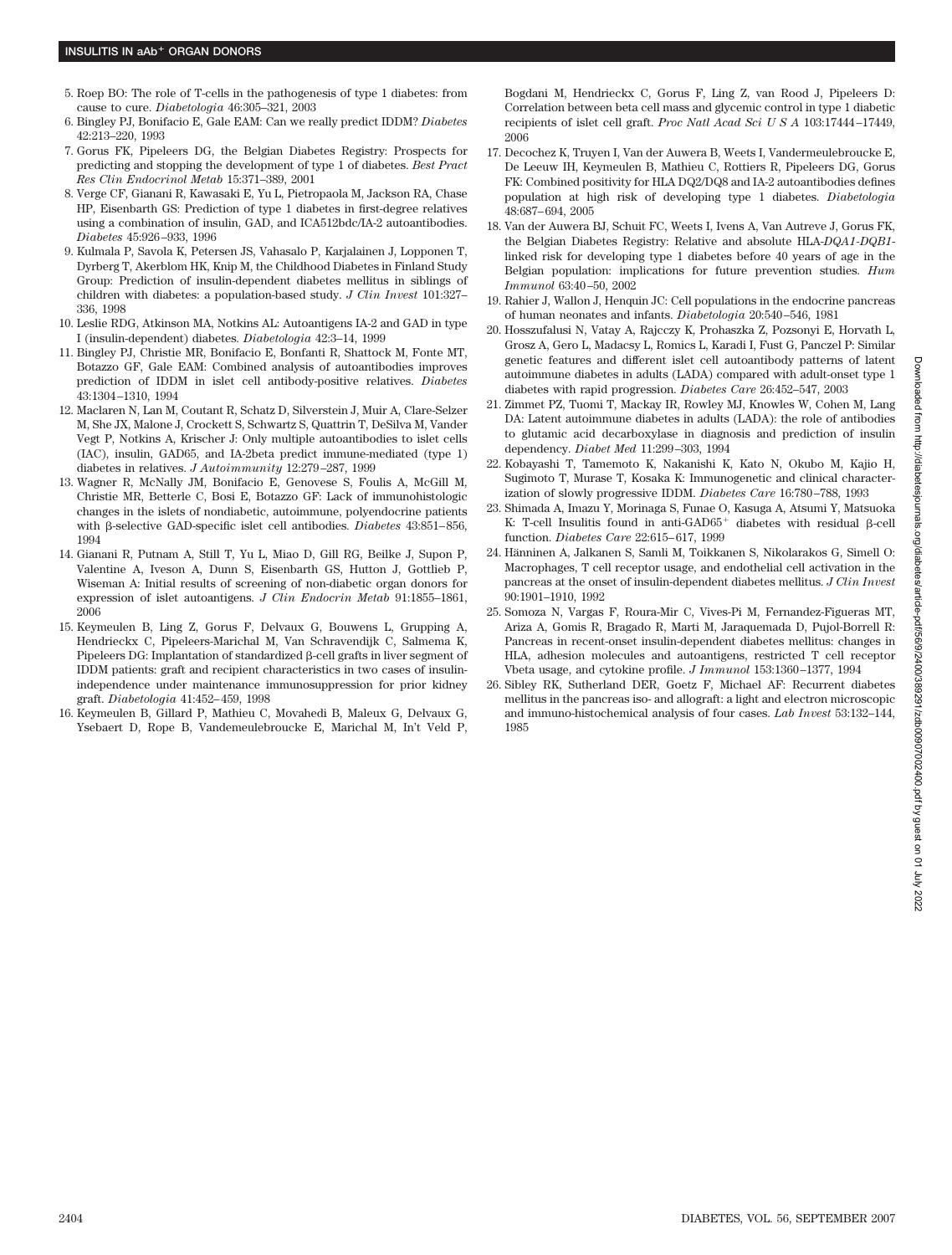5. Roep BO: The role of T-cells in the pathogenesis of type 1 diabetes: from cause to cure. *Diabetologia* 46:305–321, 2003
6. Bingley PJ, Bonifacio E, Gale EAM: Can we really predict IDDM? *Diabetes* 42:213–220, 1993
7. Gorus FK, Pipeleers DG, the Belgian Diabetes Registry: Prospects for predicting and stopping the development of type 1 of diabetes. *Best Pract Res Clin Endocrinol Metab* 15:371–389, 2001
8. Verge CF, Gianani R, Kawasaki E, Yu L, Pietropaola M, Jackson RA, Chase HP, Eisenbarth GS: Prediction of type 1 diabetes in first-degree relatives using a combination of insulin, GAD, and ICA512bdc/IA-2 autoantibodies. *Diabetes* 45:926–933, 1996
9. Kulmala P, Savola K, Petersen JS, Vahasalo P, Karjalainen J, Lopponen T, Dyrberg T, Akerblom HK, Knip M, the Childhood Diabetes in Finland Study Group: Prediction of insulin-dependent diabetes mellitus in siblings of children with diabetes: a population-based study. *J Clin Invest* 101:327–336, 1998
10. Leslie RDG, Atkinson MA, Notkins AL: Autoantigens IA-2 and GAD in type I (insulin-dependent) diabetes. *Diabetologia* 42:3–14, 1999
11. Bingley PJ, Christie MR, Bonifacio E, Bonfanti R, Shattock M, Fonte MT, Botazzo GF, Gale EAM: Combined analysis of autoantibodies improves prediction of IDDM in islet cell antibody-positive relatives. *Diabetes* 43:1304–1310, 1994
12. Maclaren N, Lan M, Coutant R, Schatz D, Silverstein J, Muir A, Clare-Selzer M, She JX, Malone J, Crockett S, Schwartz S, Quattrin T, DeSilva M, Vander Vegt P, Notkins A, Krischer J: Only multiple autoantibodies to islet cells (IAC), insulin, GAD65, and IA-2beta predict immune-mediated (type 1) diabetes in relatives. *J Autoimmunity* 12:279–287, 1999
13. Wagner R, McNally JM, Bonifacio E, Genovese S, Foulis A, McGill M, Christie MR, Betterle C, Bosi E, Botazzo GF: Lack of immunohistologic changes in the islets of nondiabetic, autoimmune, polyendocrine patients with β-selective GAD-specific islet cell antibodies. *Diabetes* 43:851–856, 1994
14. Gianani R, Putnam A, Still T, Yu L, Miao D, Gill RG, Beilke J, Supon P, Valentine A, Iveson A, Dunn S, Eisenbarth GS, Hutton J, Gottlieb P, Wiseman A: Initial results of screening of non-diabetic organ donors for expression of islet autoantigens. *J Clin Endocrin Metab* 91:1855–1861, 2006
15. Keymeulen B, Ling Z, Gorus F, Delvaux G, Bouwens L, Grupping A, Hendrieckx C, Pipeleers-Marichal M, Van Schravendijk C, Salmema K, Pipeleers DG: Implantation of standardized β-cell grafts in liver segment of IDDM patients: graft and recipient characteristics in two cases of insulin-independence under maintenance immunosuppression for prior kidney graft. *Diabetologia* 41:452–459, 1998
16. Keymeulen B, Gillard P, Mathieu C, Movahedi B, Maleux G, Delvaux G, Ysebaert D, Rope B, Vandemeulebroucke E, Marichal M, In't Veld P, Bogdani M, Hendrieckx C, Gorus F, Ling Z, van Rood J, Pipeleers D: Correlation between beta cell mass and glycemic control in type 1 diabetic recipients of islet cell graft. *Proc Natl Acad Sci U S A* 103:17444–17449, 2006
17. Decochez K, Truyen I, Van der Auwera B, Weets I, Vandermeulebroucke E, De Leeuw IH, Keymeulen B, Mathieu C, Rottiers R, Pipeleers DG, Gorus FK: Combined positivity for HLA DQ2/DQ8 and IA-2 autoantibodies defines population at high risk of developing type 1 diabetes. *Diabetologia* 48:687–694, 2005
18. Van der Auwera BJ, Schuit FC, Weets I, Ivens A, Van Autreve J, Gorus FK, the Belgian Diabetes Registry: Relative and absolute HLA-*DQA1-DQB1*-linked risk for developing type 1 diabetes before 40 years of age in the Belgian population: implications for future prevention studies. *Hum Immunol* 63:40–50, 2002
19. Rahier J, Wallon J, Henquin JC: Cell populations in the endocrine pancreas of human neonates and infants. *Diabetologia* 20:540–546, 1981
20. Hosszufalusi N, Vatay A, Rajcczy K, Prohaszka Z, Pozsonyi E, Horvath L, Grosz A, Gero L, Madacsy L, Romics L, Karadi I, Fust G, Panczel P: Similar genetic features and different islet cell autoantibody patterns of latent autoimmune diabetes in adults (LADA) compared with adult-onset type 1 diabetes with rapid progression. *Diabetes Care* 26:452–547, 2003
21. Zimmet PZ, Tuomi T, Mackay IR, Rowley MJ, Knowles W, Cohen M, Lang DA: Latent autoimmune diabetes in adults (LADA): the role of antibodies to glutamic acid decarboxylase in diagnosis and prediction of insulin dependency. *Diabet Med* 11:299–303, 1994
22. Kobayashi T, Tamemoto K, Nakanishi K, Kato N, Okubo M, Kajio H, Sugimoto T, Murase T, Kosaka K: Immunogenetic and clinical characterization of slowly progressive IDDM. *Diabetes Care* 16:780–788, 1993
23. Shimada A, Imazu Y, Morinaga S, Funae O, Kasuga A, Atsumi Y, Matsuoka K: T-cell Insulitis found in anti-GAD65$^{+}$ diabetes with residual β-cell function. *Diabetes Care* 22:615–617, 1999
24. Hänninen A, Jalkanen S, Samli M, Toikkanen S, Nikolarakos G, Simell O: Macrophages, T cell receptor usage, and endothelial cell activation in the pancreas at the onset of insulin-dependent diabetes mellitus. *J Clin Invest* 90:1901–1910, 1992
25. Somoza N, Vargas F, Roura-Mir C, Vives-Pi M, Fernandez-Figueras MT, Ariza A, Gomis R, Bragado R, Marti M, Jaraquemada D, Pujol-Borrell R: Pancreas in recent-onset insulin-dependent diabetes mellitus: changes in HLA, adhesion molecules and autoantigens, restricted T cell receptor Vbeta usage, and cytokine profile. *J Immunol* 153:1360–1377, 1994
26. Sibley RK, Sutherland DER, Goetz F, Michael AF: Recurrent diabetes mellitus in the pancreas iso- and allograft: a light and electron microscopic and immuno-histochemical analysis of four cases. *Lab Invest* 53:132–144, 1985